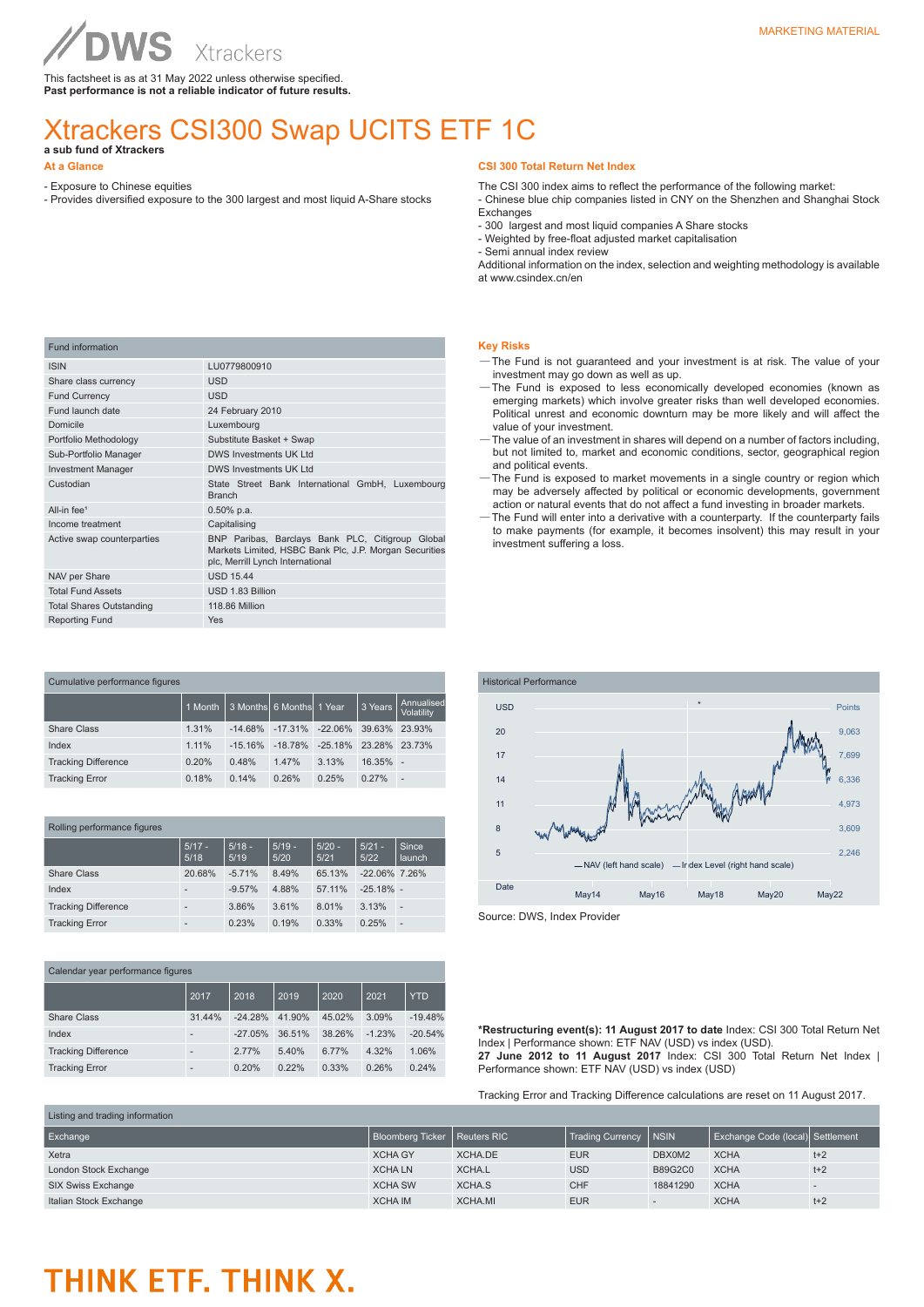DWS Xtrackers

MARKETING MATERIAL

This factsheet is as at 31 May 2022 unless otherwise specified.
**Past performance is not a reliable indicator of future results.**

# Xtrackers CSI300 Swap UCITS ETF 1C

**a sub fund of Xtrackers**

## At a Glance

- Exposure to Chinese equities
- Provides diversified exposure to the 300 largest and most liquid A-Share stocks

## CSI 300 Total Return Net Index

The CSI 300 index aims to reflect the performance of the following market:
- Chinese blue chip companies listed in CNY on the Shenzhen and Shanghai Stock Exchanges
- 300 largest and most liquid companies A Share stocks
- Weighted by free-float adjusted market capitalisation
- Semi annual index review

Additional information on the index, selection and weighting methodology is available at www.csindex.cn/en

| Fund information | |
|---|---|
| ISIN | LU0779800910 |
| Share class currency | USD |
| Fund Currency | USD |
| Fund launch date | 24 February 2010 |
| Domicile | Luxembourg |
| Portfolio Methodology | Substitute Basket + Swap |
| Sub-Portfolio Manager | DWS Investments UK Ltd |
| Investment Manager | DWS Investments UK Ltd |
| Custodian | State Street Bank International GmbH, Luxembourg Branch |
| All-in fee[1] | 0.50% p.a. |
| Income treatment | Capitalising |
| Active swap counterparties | BNP Paribas, Barclays Bank PLC, Citigroup Global Markets Limited, HSBC Bank Plc, J.P. Morgan Securities plc, Merrill Lynch International |
| NAV per Share | USD 15.44 |
| Total Fund Assets | USD 1.83 Billion |
| Total Shares Outstanding | 118.86 Million |
| Reporting Fund | Yes |

## Key Risks

- The Fund is not guaranteed and your investment is at risk. The value of your investment may go down as well as up.
- The Fund is exposed to less economically developed economies (known as emerging markets) which involve greater risks than well developed economies. Political unrest and economic downturn may be more likely and will affect the value of your investment.
- The value of an investment in shares will depend on a number of factors including, but not limited to, market and economic conditions, sector, geographical region and political events.
- The Fund is exposed to market movements in a single country or region which may be adversely affected by political or economic developments, government action or natural events that do not affect a fund investing in broader markets.
- The Fund will enter into a derivative with a counterparty. If the counterparty fails to make payments (for example, it becomes insolvent) this may result in your investment suffering a loss.

| Cumulative performance figures | 1 Month | 3 Months | 6 Months | 1 Year | 3 Years | Annualised Volatility |
|---|---|---|---|---|---|---|
| Share Class | 1.31% | -14.68% | -17.31% | -22.06% | 39.63% | 23.93% |
| Index | 1.11% | -15.16% | -18.78% | -25.18% | 23.28% | 23.73% |
| Tracking Difference | 0.20% | 0.48% | 1.47% | 3.13% | 16.35% | - |
| Tracking Error | 0.18% | 0.14% | 0.26% | 0.25% | 0.27% | - |

| Rolling performance figures | 5/17 - 5/18 | 5/18 - 5/19 | 5/19 - 5/20 | 5/20 - 5/21 | 5/21 - 5/22 | Since launch |
|---|---|---|---|---|---|---|
| Share Class | 20.68% | -5.71% | 8.49% | 65.13% | -22.06% | 7.26% |
| Index | - | -9.57% | 4.88% | 57.11% | -25.18% | - |
| Tracking Difference | - | 3.86% | 3.61% | 8.01% | 3.13% | - |
| Tracking Error | - | 0.23% | 0.19% | 0.33% | 0.25% | - |

Historical Performance

Source: DWS, Index Provider

| Calendar year performance figures | 2017 | 2018 | 2019 | 2020 | 2021 | YTD |
|---|---|---|---|---|---|---|
| Share Class | 31.44% | -24.28% | 41.90% | 45.02% | 3.09% | -19.48% |
| Index | - | -27.05% | 36.51% | 38.26% | -1.23% | -20.54% |
| Tracking Difference | - | 2.77% | 5.40% | 6.77% | 4.32% | 1.06% |
| Tracking Error | - | 0.20% | 0.22% | 0.33% | 0.26% | 0.24% |

**\*Restructuring event(s): 11 August 2017 to date** Index: CSI 300 Total Return Net Index | Performance shown: ETF NAV (USD) vs index (USD).
**27 June 2012 to 11 August 2017** Index: CSI 300 Total Return Net Index | Performance shown: ETF NAV (USD) vs index (USD)

Tracking Error and Tracking Difference calculations are reset on 11 August 2017.

Listing and trading information

| Exchange | Bloomberg Ticker | Reuters RIC | Trading Currency | NSIN | Exchange Code (local) | Settlement |
|---|---|---|---|---|---|---|
| Xetra | XCHA GY | XCHA.DE | EUR | DBX0M2 | XCHA | t+2 |
| London Stock Exchange | XCHA LN | XCHA.L | USD | B89G2C0 | XCHA | t+2 |
| SIX Swiss Exchange | XCHA SW | XCHA.S | CHF | 18841290 | XCHA | - |
| Italian Stock Exchange | XCHA IM | XCHA.MI | EUR | - | XCHA | t+2 |

THINK ETF. THINK X.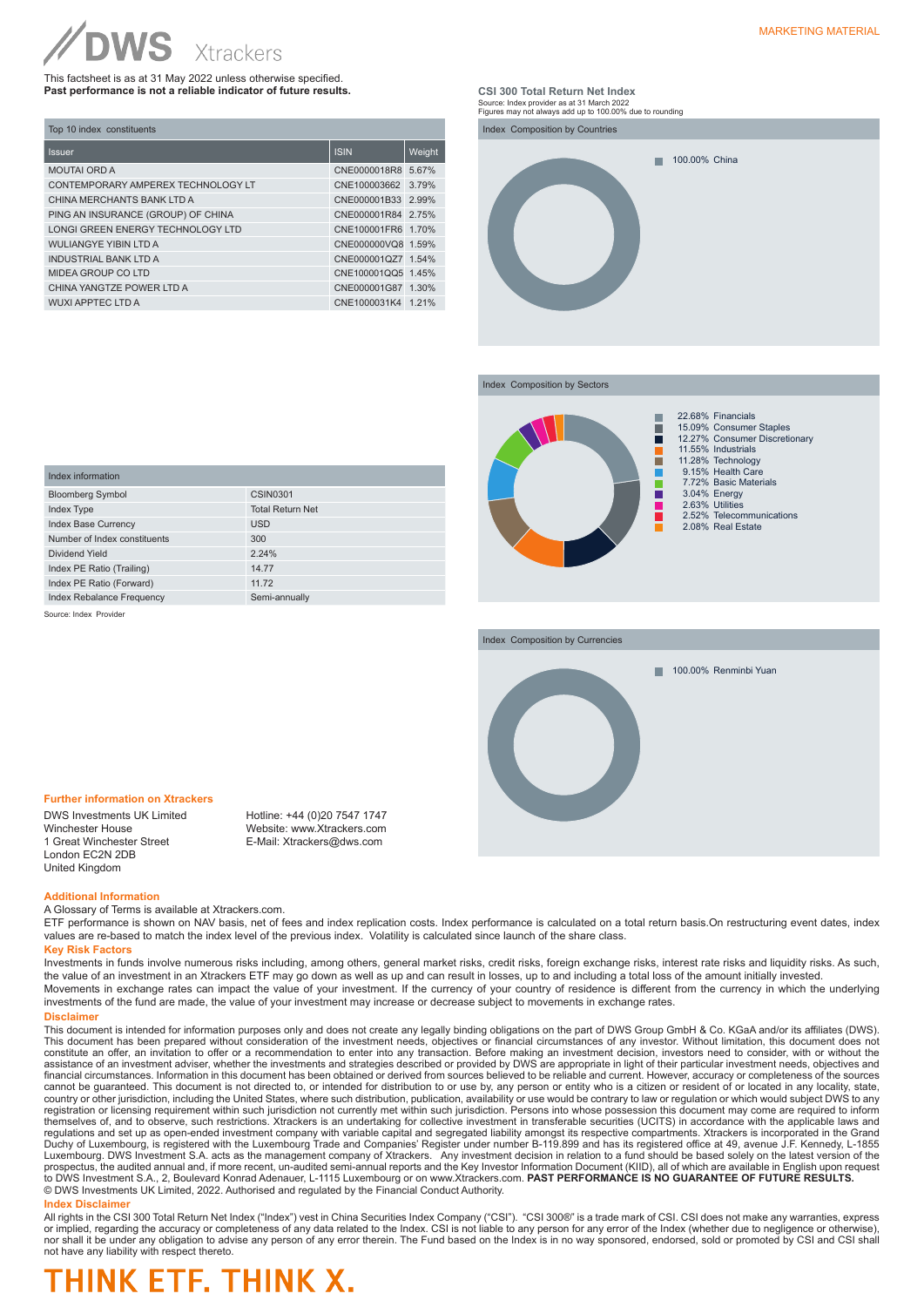This factsheet is as at 31 May 2022 unless otherwise specified.
**Past performance is not a reliable indicator of future results.**

MARKETING MATERIAL

## Top 10 index constituents

| Issuer | ISIN | Weight |
|---|---|---|
| MOUTAI ORD A | CNE0000018R8 | 5.67% |
| CONTEMPORARY AMPEREX TECHNOLOGY LT | CNE100003662 | 3.79% |
| CHINA MERCHANTS BANK LTD A | CNE000001B33 | 2.99% |
| PING AN INSURANCE (GROUP) OF CHINA | CNE000001R84 | 2.75% |
| LONGI GREEN ENERGY TECHNOLOGY LTD | CNE100001FR6 | 1.70% |
| WULIANGYE YIBIN LTD A | CNE000000VQ8 | 1.59% |
| INDUSTRIAL BANK LTD A | CNE000001QZ7 | 1.54% |
| MIDEA GROUP CO LTD | CNE100001QQ5 | 1.45% |
| CHINA YANGTZE POWER LTD A | CNE000001G87 | 1.30% |
| WUXI APPTEC LTD A | CNE1000031K4 | 1.21% |

## CSI 300 Total Return Net Index

Source: Index provider as at 31 March 2022
Figures may not always add up to 100.00% due to rounding

### Index Composition by Countries

100.00% China

### Index Composition by Sectors

22.68% Financials
15.09% Consumer Staples
12.27% Consumer Discretionary
11.55% Industrials
11.28% Technology
9.15% Health Care
7.72% Basic Materials
3.04% Energy
2.63% Utilities
2.52% Telecommunications
2.08% Real Estate

## Index information

| | |
|---|---|
| Bloomberg Symbol | CSIN0301 |
| Index Type | Total Return Net |
| Index Base Currency | USD |
| Number of Index constituents | 300 |
| Dividend Yield | 2.24% |
| Index PE Ratio (Trailing) | 14.77 |
| Index PE Ratio (Forward) | 11.72 |
| Index Rebalance Frequency | Semi-annually |

Source: Index Provider

### Index Composition by Currencies

100.00% Renminbi Yuan

## Further information on Xtrackers

DWS Investments UK Limited
Winchester House
1 Great Winchester Street
London EC2N 2DB
United Kingdom

Hotline: +44 (0)20 7547 1747
Website: www.Xtrackers.com
E-Mail: Xtrackers@dws.com

## Additional Information

A Glossary of Terms is available at Xtrackers.com.

ETF performance is shown on NAV basis, net of fees and index replication costs. Index performance is calculated on a total return basis.On restructuring event dates, index values are re-based to match the index level of the previous index. Volatility is calculated since launch of the share class.

## Key Risk Factors

Investments in funds involve numerous risks including, among others, general market risks, credit risks, foreign exchange risks, interest rate risks and liquidity risks. As such, the value of an investment in an Xtrackers ETF may go down as well as up and can result in losses, up to and including a total loss of the amount initially invested.

Movements in exchange rates can impact the value of your investment. If the currency of your country of residence is different from the currency in which the underlying investments of the fund are made, the value of your investment may increase or decrease subject to movements in exchange rates.

## Disclaimer

This document is intended for information purposes only and does not create any legally binding obligations on the part of DWS Group GmbH & Co. KGaA and/or its affiliates (DWS). This document has been prepared without consideration of the investment needs, objectives or financial circumstances of any investor. Without limitation, this document does not constitute an offer, an invitation to offer or a recommendation to enter into any transaction. Before making an investment decision, investors need to consider, with or without the assistance of an investment adviser, whether the investments and strategies described or provided by DWS are appropriate in light of their particular investment needs, objectives and financial circumstances. Information in this document has been obtained or derived from sources believed to be reliable and current. However, accuracy or completeness of the sources cannot be guaranteed. This document is not directed to, or intended for distribution to or use by, any person or entity who is a citizen or resident of or located in any locality, state, country or other jurisdiction, including the United States, where such distribution, publication, availability or use would be contrary to law or regulation or which would subject DWS to any registration or licensing requirement within such jurisdiction not currently met within such jurisdiction. Persons into whose possession this document may come are required to inform themselves of, and to observe, such restrictions. Xtrackers is an undertaking for collective investment in transferable securities (UCITS) in accordance with the applicable laws and regulations and set up as open-ended investment company with variable capital and segregated liability amongst its respective compartments. Xtrackers is incorporated in the Grand Duchy of Luxembourg, is registered with the Luxembourg Trade and Companies' Register under number B-119.899 and has its registered office at 49, avenue J.F. Kennedy, L-1855 Luxembourg. DWS Investment S.A. acts as the management company of Xtrackers. Any investment decision in relation to a fund should be based solely on the latest version of the prospectus, the audited annual and, if more recent, un-audited semi-annual reports and the Key Investor Information Document (KIID), all of which are available in English upon request to DWS Investment S.A., 2, Boulevard Konrad Adenauer, L-1115 Luxembourg or on www.Xtrackers.com. **PAST PERFORMANCE IS NO GUARANTEE OF FUTURE RESULTS.**
© DWS Investments UK Limited, 2022. Authorised and regulated by the Financial Conduct Authority.

## Index Disclaimer

All rights in the CSI 300 Total Return Net Index ("Index") vest in China Securities Index Company ("CSI"). "CSI 300®" is a trade mark of CSI. CSI does not make any warranties, express or implied, regarding the accuracy or completeness of any data related to the Index. CSI is not liable to any person for any error of the Index (whether due to negligence or otherwise), nor shall it be under any obligation to advise any person of any error therein. The Fund based on the Index is in no way sponsored, endorsed, sold or promoted by CSI and CSI shall not have any liability with respect thereto.

**THINK ETF. THINK X.**